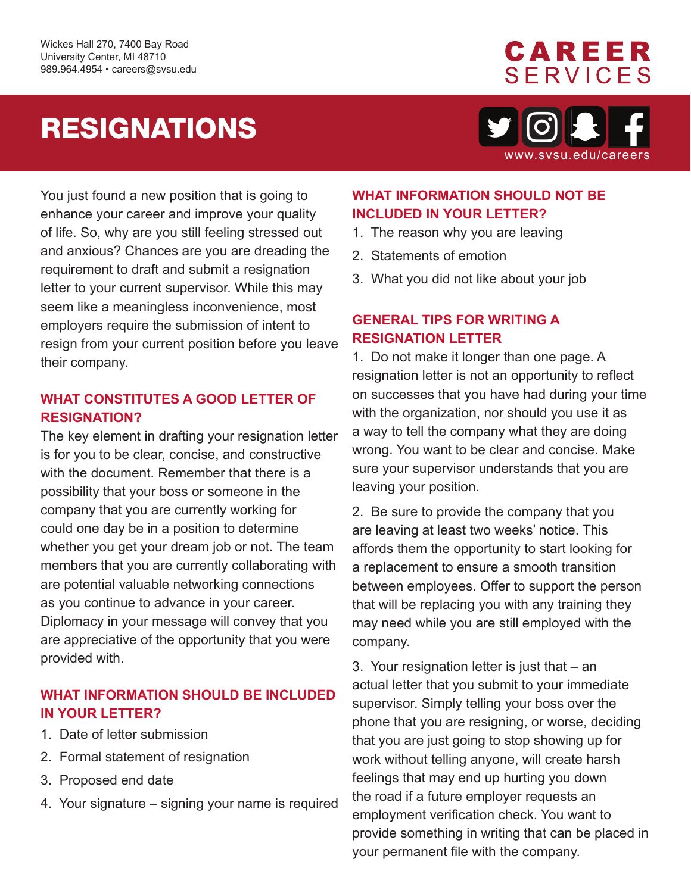Wickes Hall 270, 7400 Bay Road
University Center, MI 48710
989.964.4954 • careers@svsu.edu

**CAREER SERVICES**

# RESIGNATIONS

www.svsu.edu/careers

You just found a new position that is going to enhance your career and improve your quality of life. So, why are you still feeling stressed out and anxious? Chances are you are dreading the requirement to draft and submit a resignation letter to your current supervisor. While this may seem like a meaningless inconvenience, most employers require the submission of intent to resign from your current position before you leave their company.

## WHAT CONSTITUTES A GOOD LETTER OF RESIGNATION?

The key element in drafting your resignation letter is for you to be clear, concise, and constructive with the document. Remember that there is a possibility that your boss or someone in the company that you are currently working for could one day be in a position to determine whether you get your dream job or not. The team members that you are currently collaborating with are potential valuable networking connections as you continue to advance in your career. Diplomacy in your message will convey that you are appreciative of the opportunity that you were provided with.

## WHAT INFORMATION SHOULD BE INCLUDED IN YOUR LETTER?

1. Date of letter submission
2. Formal statement of resignation
3. Proposed end date
4. Your signature – signing your name is required

## WHAT INFORMATION SHOULD NOT BE INCLUDED IN YOUR LETTER?

1. The reason why you are leaving
2. Statements of emotion
3. What you did not like about your job

## GENERAL TIPS FOR WRITING A RESIGNATION LETTER

1. Do not make it longer than one page. A resignation letter is not an opportunity to reflect on successes that you have had during your time with the organization, nor should you use it as a way to tell the company what they are doing wrong. You want to be clear and concise. Make sure your supervisor understands that you are leaving your position.

2. Be sure to provide the company that you are leaving at least two weeks' notice. This affords them the opportunity to start looking for a replacement to ensure a smooth transition between employees. Offer to support the person that will be replacing you with any training they may need while you are still employed with the company.

3. Your resignation letter is just that – an actual letter that you submit to your immediate supervisor. Simply telling your boss over the phone that you are resigning, or worse, deciding that you are just going to stop showing up for work without telling anyone, will create harsh feelings that may end up hurting you down the road if a future employer requests an employment verification check. You want to provide something in writing that can be placed in your permanent file with the company.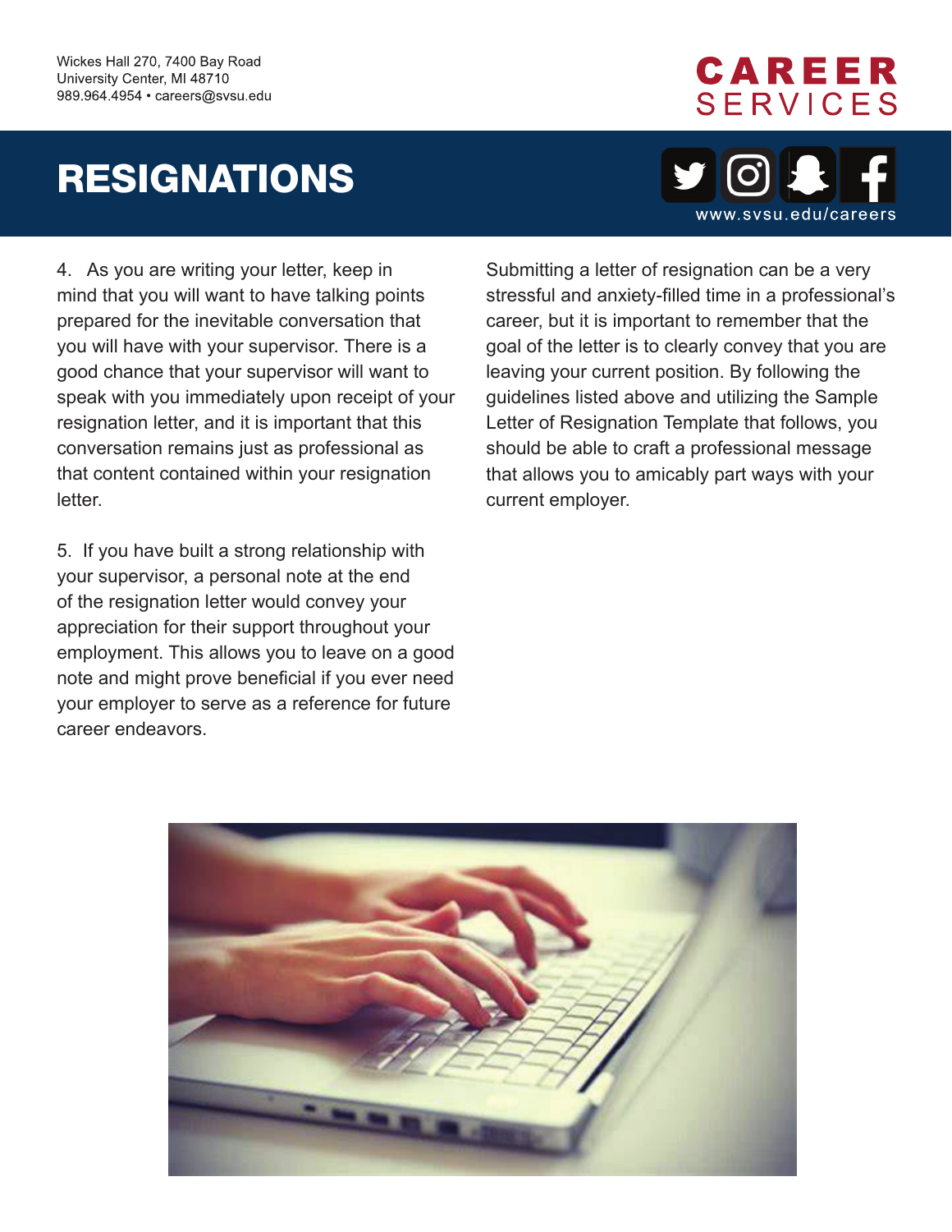# RESIGNATIONS

4. As you are writing your letter, keep in mind that you will want to have talking points prepared for the inevitable conversation that you will have with your supervisor. There is a good chance that your supervisor will want to speak with you immediately upon receipt of your resignation letter, and it is important that this conversation remains just as professional as that content contained within your resignation letter.

5. If you have built a strong relationship with your supervisor, a personal note at the end of the resignation letter would convey your appreciation for their support throughout your employment. This allows you to leave on a good note and might prove beneficial if you ever need your employer to serve as a reference for future career endeavors.

Submitting a letter of resignation can be a very stressful and anxiety-filled time in a professional's career, but it is important to remember that the goal of the letter is to clearly convey that you are leaving your current position. By following the guidelines listed above and utilizing the Sample Letter of Resignation Template that follows, you should be able to craft a professional message that allows you to amicably part ways with your current employer.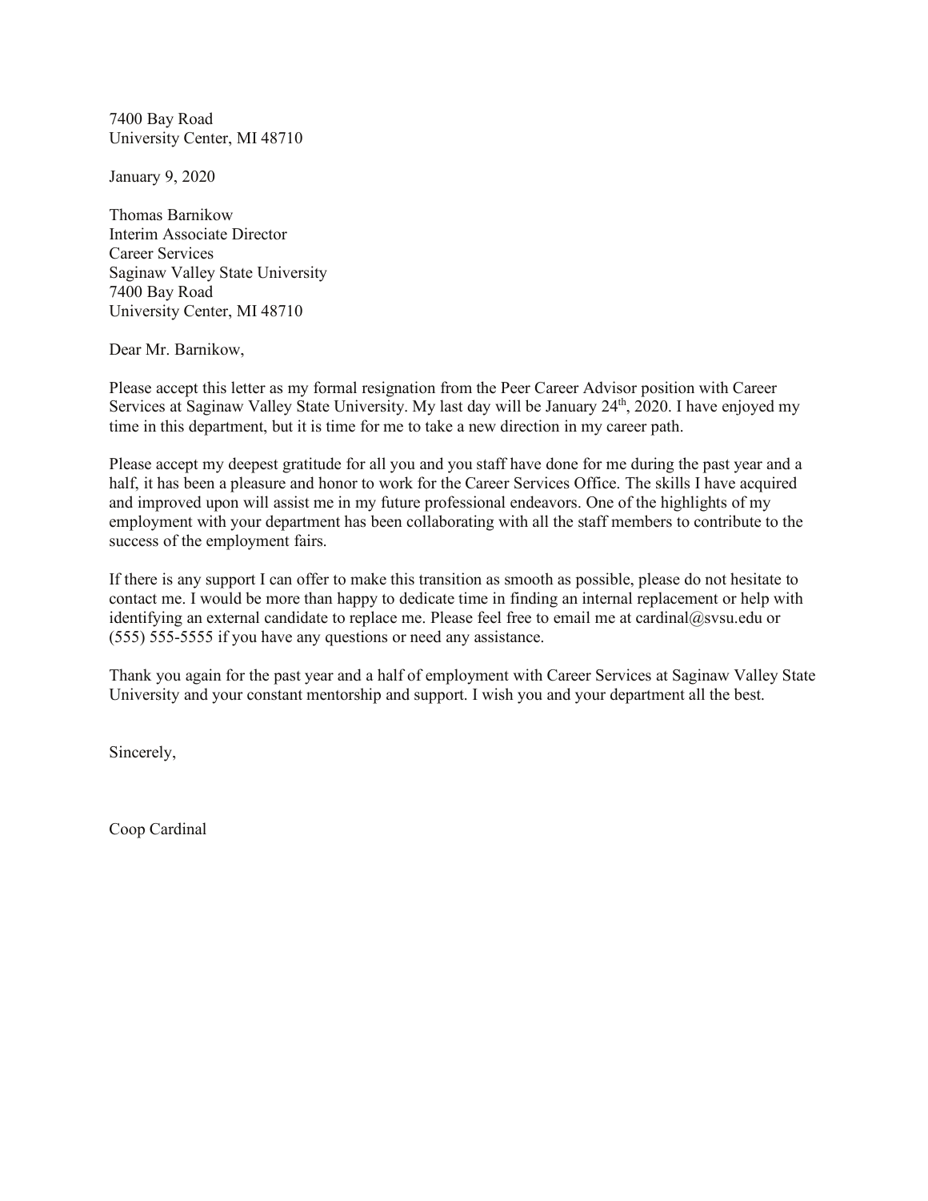7400 Bay Road  
University Center, MI 48710

January 9, 2020

Thomas Barnikow  
Interim Associate Director  
Career Services  
Saginaw Valley State University  
7400 Bay Road  
University Center, MI 48710

Dear Mr. Barnikow,

Please accept this letter as my formal resignation from the Peer Career Advisor position with Career Services at Saginaw Valley State University. My last day will be January 24th, 2020. I have enjoyed my time in this department, but it is time for me to take a new direction in my career path.

Please accept my deepest gratitude for all you and you staff have done for me during the past year and a half, it has been a pleasure and honor to work for the Career Services Office. The skills I have acquired and improved upon will assist me in my future professional endeavors. One of the highlights of my employment with your department has been collaborating with all the staff members to contribute to the success of the employment fairs.

If there is any support I can offer to make this transition as smooth as possible, please do not hesitate to contact me. I would be more than happy to dedicate time in finding an internal replacement or help with identifying an external candidate to replace me. Please feel free to email me at cardinal@svsu.edu or (555) 555-5555 if you have any questions or need any assistance.

Thank you again for the past year and a half of employment with Career Services at Saginaw Valley State University and your constant mentorship and support. I wish you and your department all the best.

Sincerely,

Coop Cardinal